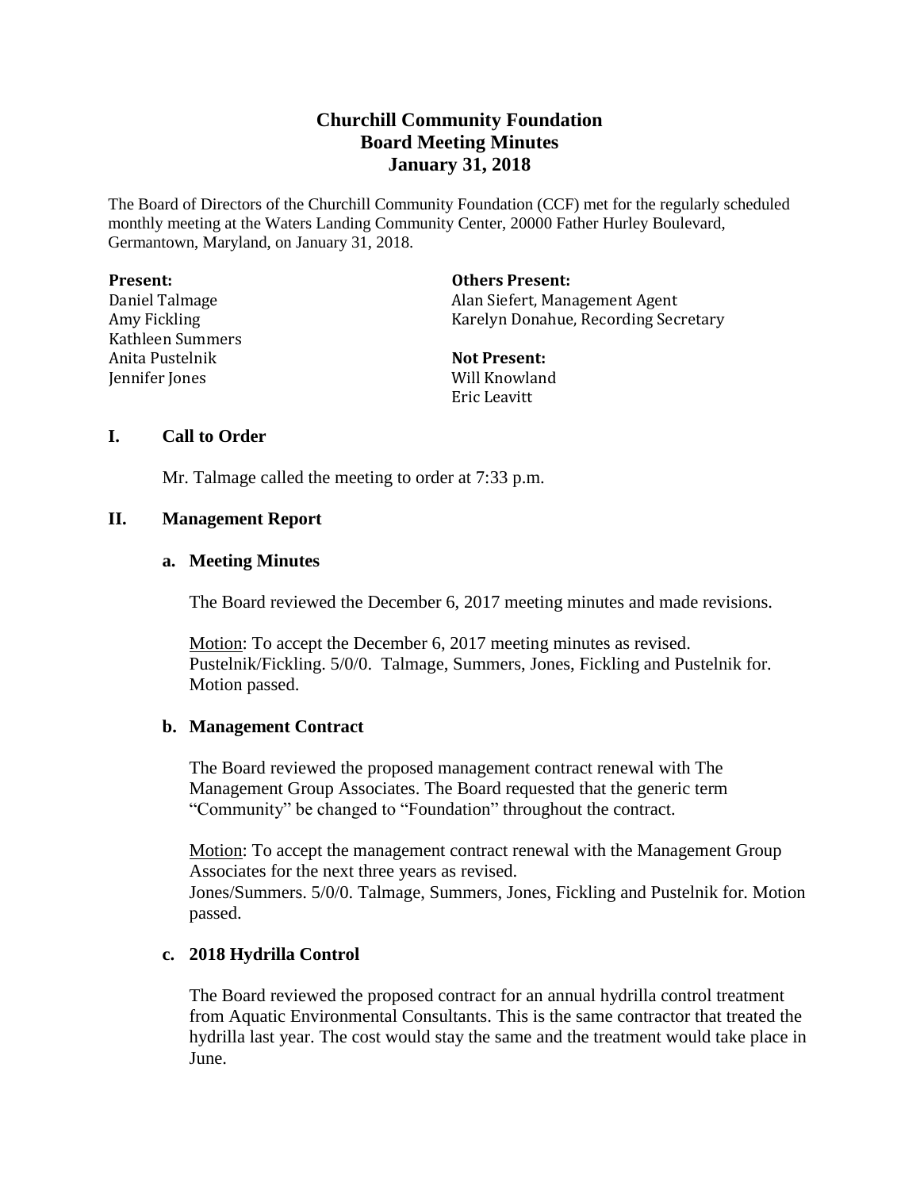# Churchill Community Foundation
# Board Meeting Minutes
# January 31, 2018

The Board of Directors of the Churchill Community Foundation (CCF) met for the regularly scheduled monthly meeting at the Waters Landing Community Center, 20000 Father Hurley Boulevard, Germantown, Maryland, on January 31, 2018.

**Present:**
Daniel Talmage
Amy Fickling
Kathleen Summers
Anita Pustelnik
Jennifer Jones

**Others Present:**
Alan Siefert, Management Agent
Karelyn Donahue, Recording Secretary

**Not Present:**
Will Knowland
Eric Leavitt

## I. Call to Order

Mr. Talmage called the meeting to order at 7:33 p.m.

## II. Management Report

### a. Meeting Minutes

The Board reviewed the December 6, 2017 meeting minutes and made revisions.

Motion: To accept the December 6, 2017 meeting minutes as revised. Pustelnik/Fickling. 5/0/0. Talmage, Summers, Jones, Fickling and Pustelnik for. Motion passed.

### b. Management Contract

The Board reviewed the proposed management contract renewal with The Management Group Associates. The Board requested that the generic term "Community" be changed to "Foundation" throughout the contract.

Motion: To accept the management contract renewal with the Management Group Associates for the next three years as revised.
Jones/Summers. 5/0/0. Talmage, Summers, Jones, Fickling and Pustelnik for. Motion passed.

### c. 2018 Hydrilla Control

The Board reviewed the proposed contract for an annual hydrilla control treatment from Aquatic Environmental Consultants. This is the same contractor that treated the hydrilla last year. The cost would stay the same and the treatment would take place in June.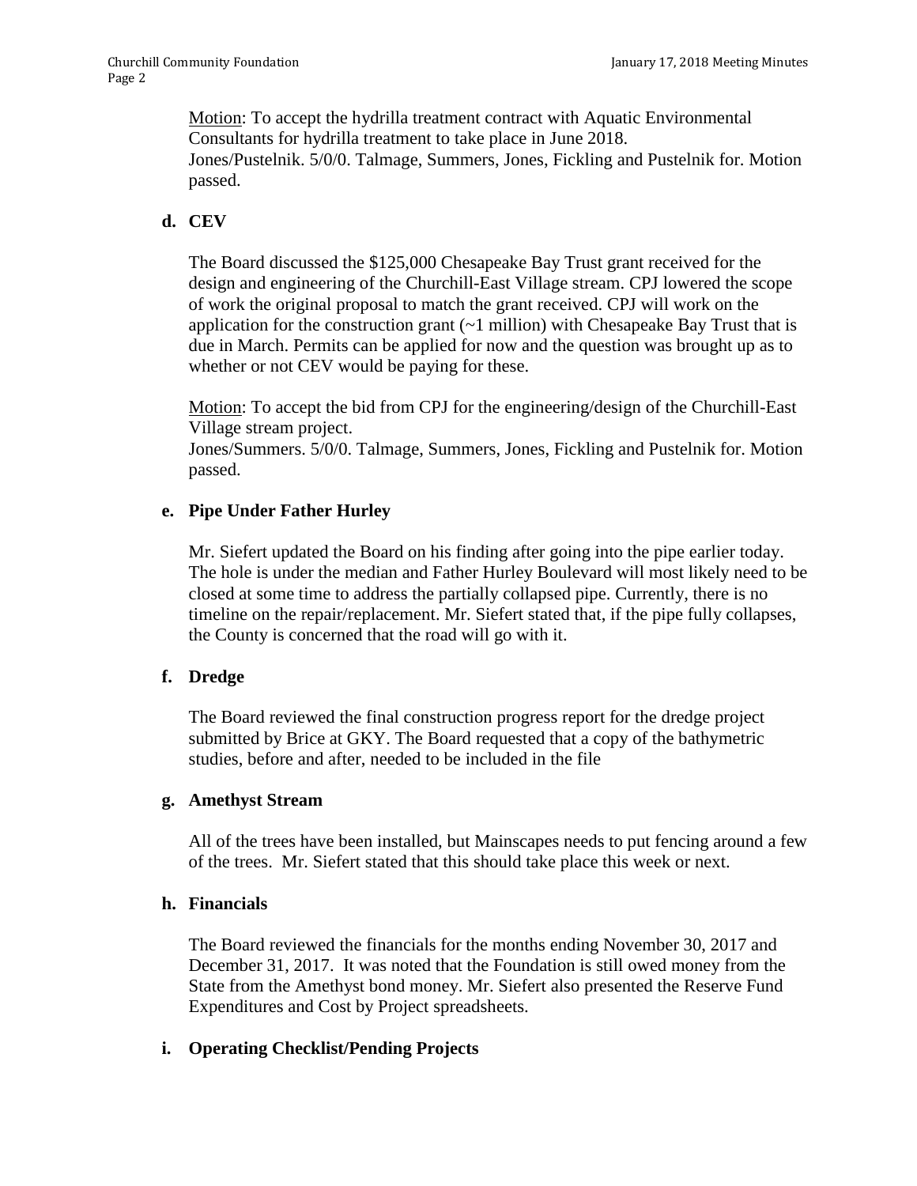Motion: To accept the hydrilla treatment contract with Aquatic Environmental Consultants for hydrilla treatment to take place in June 2018.
Jones/Pustelnik. 5/0/0. Talmage, Summers, Jones, Fickling and Pustelnik for. Motion passed.

**d. CEV**

The Board discussed the $125,000 Chesapeake Bay Trust grant received for the design and engineering of the Churchill-East Village stream. CPJ lowered the scope of work the original proposal to match the grant received. CPJ will work on the application for the construction grant (~1 million) with Chesapeake Bay Trust that is due in March. Permits can be applied for now and the question was brought up as to whether or not CEV would be paying for these.

Motion: To accept the bid from CPJ for the engineering/design of the Churchill-East Village stream project.
Jones/Summers. 5/0/0. Talmage, Summers, Jones, Fickling and Pustelnik for. Motion passed.

**e. Pipe Under Father Hurley**

Mr. Siefert updated the Board on his finding after going into the pipe earlier today. The hole is under the median and Father Hurley Boulevard will most likely need to be closed at some time to address the partially collapsed pipe. Currently, there is no timeline on the repair/replacement. Mr. Siefert stated that, if the pipe fully collapses, the County is concerned that the road will go with it.

**f. Dredge**

The Board reviewed the final construction progress report for the dredge project submitted by Brice at GKY. The Board requested that a copy of the bathymetric studies, before and after, needed to be included in the file

**g. Amethyst Stream**

All of the trees have been installed, but Mainscapes needs to put fencing around a few of the trees. Mr. Siefert stated that this should take place this week or next.

**h. Financials**

The Board reviewed the financials for the months ending November 30, 2017 and December 31, 2017. It was noted that the Foundation is still owed money from the State from the Amethyst bond money. Mr. Siefert also presented the Reserve Fund Expenditures and Cost by Project spreadsheets.

**i. Operating Checklist/Pending Projects**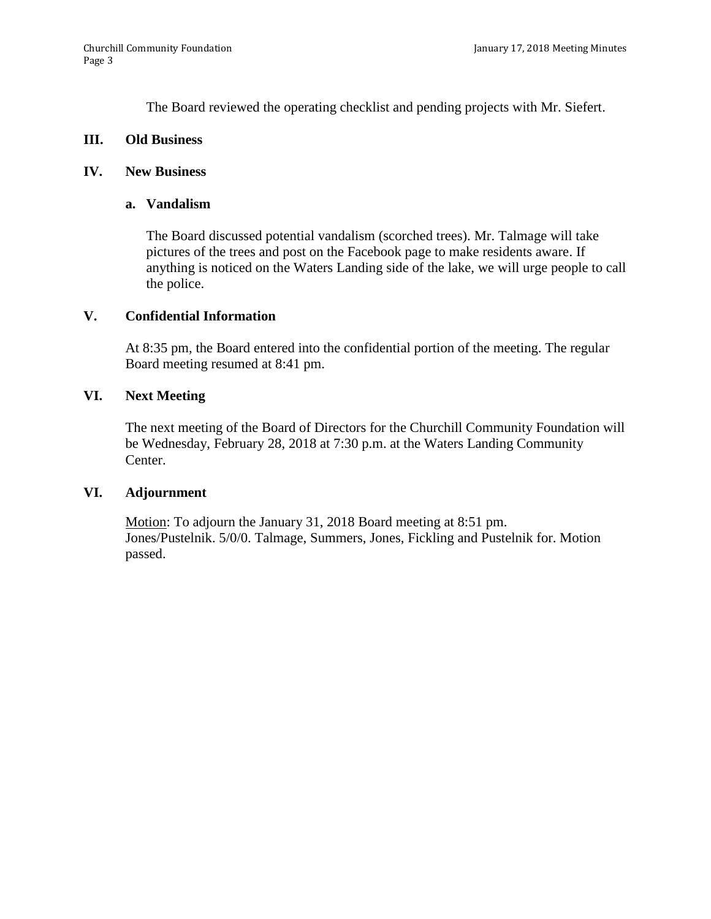The Board reviewed the operating checklist and pending projects with Mr. Siefert.

## III. Old Business

## IV. New Business

### a. Vandalism

The Board discussed potential vandalism (scorched trees). Mr. Talmage will take pictures of the trees and post on the Facebook page to make residents aware. If anything is noticed on the Waters Landing side of the lake, we will urge people to call the police.

## V. Confidential Information

At 8:35 pm, the Board entered into the confidential portion of the meeting. The regular Board meeting resumed at 8:41 pm.

## VI. Next Meeting

The next meeting of the Board of Directors for the Churchill Community Foundation will be Wednesday, February 28, 2018 at 7:30 p.m. at the Waters Landing Community Center.

## VI. Adjournment

Motion: To adjourn the January 31, 2018 Board meeting at 8:51 pm. Jones/Pustelnik. 5/0/0. Talmage, Summers, Jones, Fickling and Pustelnik for. Motion passed.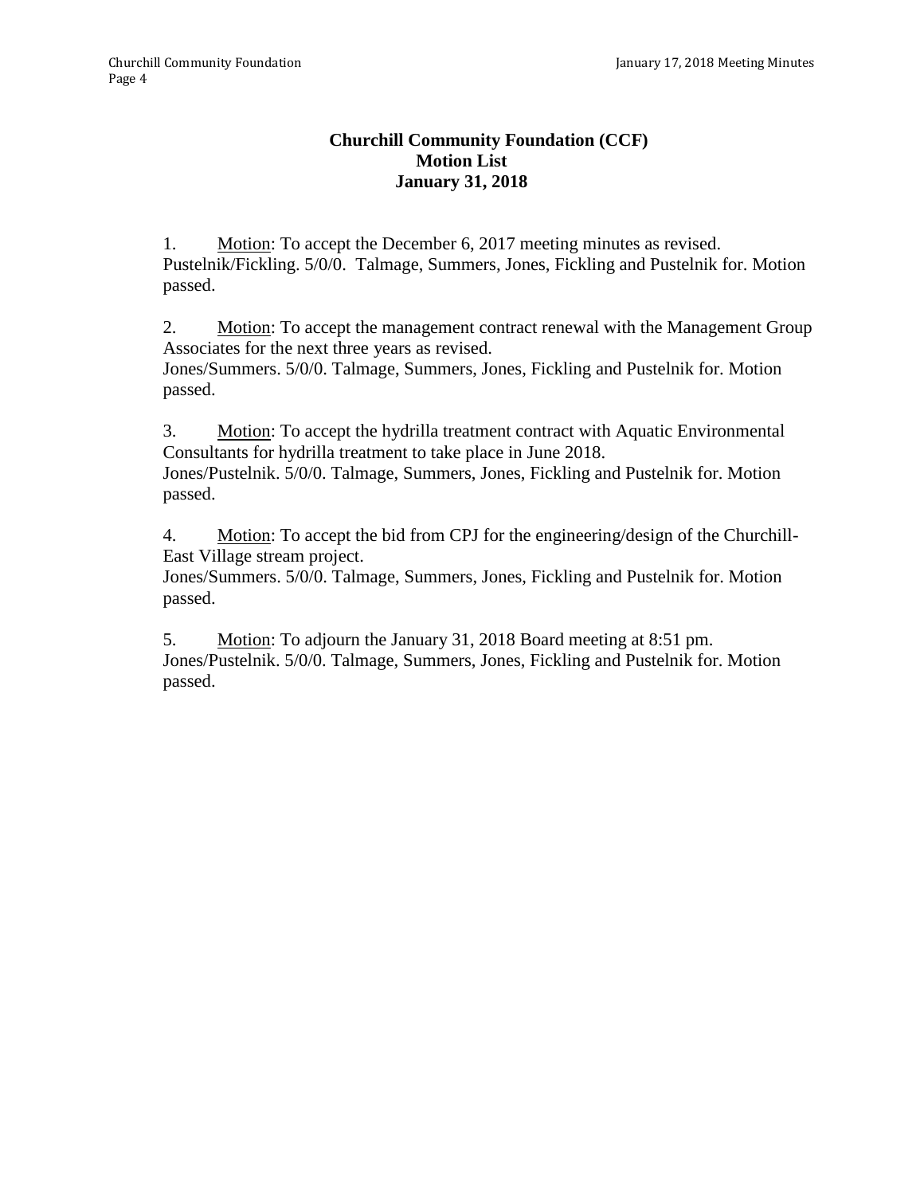**Churchill Community Foundation (CCF)**
**Motion List**
**January 31, 2018**

1. Motion: To accept the December 6, 2017 meeting minutes as revised. Pustelnik/Fickling. 5/0/0. Talmage, Summers, Jones, Fickling and Pustelnik for. Motion passed.

2. Motion: To accept the management contract renewal with the Management Group Associates for the next three years as revised.
Jones/Summers. 5/0/0. Talmage, Summers, Jones, Fickling and Pustelnik for. Motion passed.

3. Motion: To accept the hydrilla treatment contract with Aquatic Environmental Consultants for hydrilla treatment to take place in June 2018.
Jones/Pustelnik. 5/0/0. Talmage, Summers, Jones, Fickling and Pustelnik for. Motion passed.

4. Motion: To accept the bid from CPJ for the engineering/design of the Churchill-East Village stream project.
Jones/Summers. 5/0/0. Talmage, Summers, Jones, Fickling and Pustelnik for. Motion passed.

5. Motion: To adjourn the January 31, 2018 Board meeting at 8:51 pm.
Jones/Pustelnik. 5/0/0. Talmage, Summers, Jones, Fickling and Pustelnik for. Motion passed.